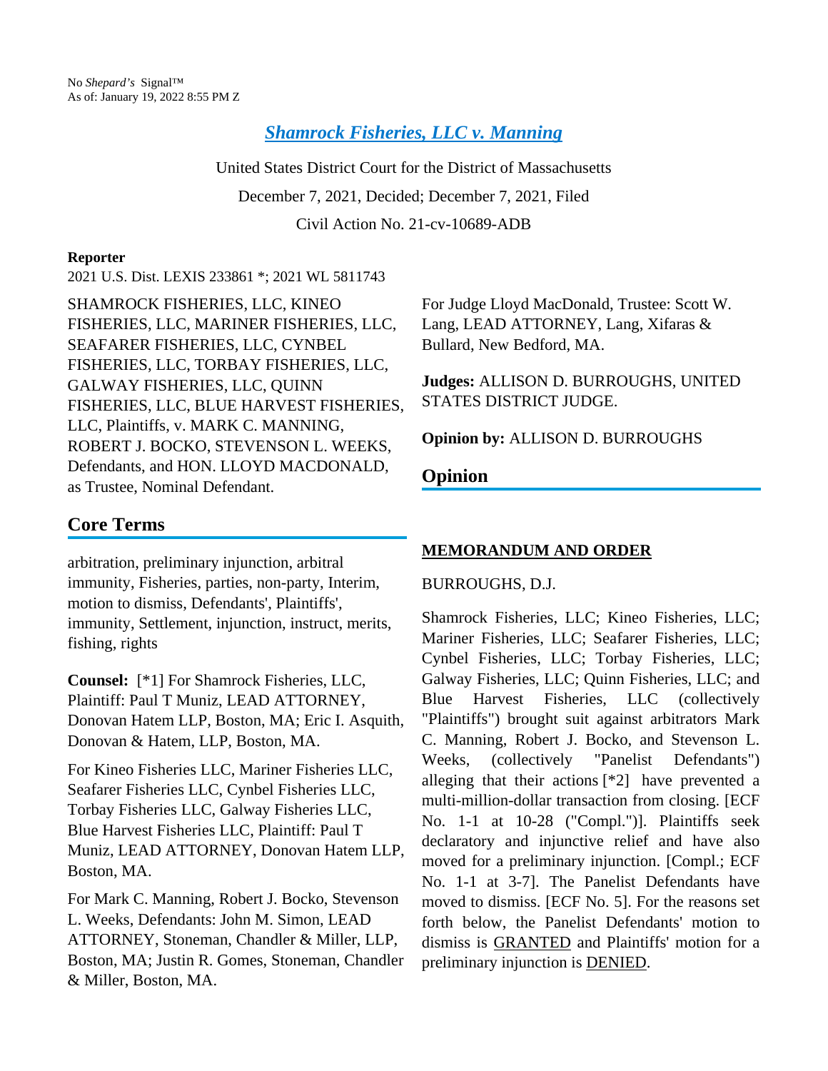No *Shepard's* Signal™
As of: January 19, 2022 8:55 PM Z

# *Shamrock Fisheries, LLC v. Manning*

United States District Court for the District of Massachusetts

December 7, 2021, Decided; December 7, 2021, Filed

Civil Action No. 21-cv-10689-ADB

**Reporter**

2021 U.S. Dist. LEXIS 233861 *; 2021 WL 5811743

SHAMROCK FISHERIES, LLC, KINEO FISHERIES, LLC, MARINER FISHERIES, LLC, SEAFARER FISHERIES, LLC, CYNBEL FISHERIES, LLC, TORBAY FISHERIES, LLC, GALWAY FISHERIES, LLC, QUINN FISHERIES, LLC, BLUE HARVEST FISHERIES, LLC, Plaintiffs, v. MARK C. MANNING, ROBERT J. BOCKO, STEVENSON L. WEEKS, Defendants, and HON. LLOYD MACDONALD, as Trustee, Nominal Defendant.

## Core Terms

arbitration, preliminary injunction, arbitral immunity, Fisheries, parties, non-party, Interim, motion to dismiss, Defendants', Plaintiffs', immunity, Settlement, injunction, instruct, merits, fishing, rights

**Counsel:** [*1] For Shamrock Fisheries, LLC, Plaintiff: Paul T Muniz, LEAD ATTORNEY, Donovan Hatem LLP, Boston, MA; Eric I. Asquith, Donovan & Hatem, LLP, Boston, MA.

For Kineo Fisheries LLC, Mariner Fisheries LLC, Seafarer Fisheries LLC, Cynbel Fisheries LLC, Torbay Fisheries LLC, Galway Fisheries LLC, Blue Harvest Fisheries LLC, Plaintiff: Paul T Muniz, LEAD ATTORNEY, Donovan Hatem LLP, Boston, MA.

For Mark C. Manning, Robert J. Bocko, Stevenson L. Weeks, Defendants: John M. Simon, LEAD ATTORNEY, Stoneman, Chandler & Miller, LLP, Boston, MA; Justin R. Gomes, Stoneman, Chandler & Miller, Boston, MA.

For Judge Lloyd MacDonald, Trustee: Scott W. Lang, LEAD ATTORNEY, Lang, Xifaras & Bullard, New Bedford, MA.

**Judges:** ALLISON D. BURROUGHS, UNITED STATES DISTRICT JUDGE.

**Opinion by:** ALLISON D. BURROUGHS

## Opinion

**MEMORANDUM AND ORDER**

BURROUGHS, D.J.

Shamrock Fisheries, LLC; Kineo Fisheries, LLC; Mariner Fisheries, LLC; Seafarer Fisheries, LLC; Cynbel Fisheries, LLC; Torbay Fisheries, LLC; Galway Fisheries, LLC; Quinn Fisheries, LLC; and Blue Harvest Fisheries, LLC (collectively "Plaintiffs") brought suit against arbitrators Mark C. Manning, Robert J. Bocko, and Stevenson L. Weeks, (collectively "Panelist Defendants") alleging that their actions [*2] have prevented a multi-million-dollar transaction from closing. [ECF No. 1-1 at 10-28 ("Compl.")]. Plaintiffs seek declaratory and injunctive relief and have also moved for a preliminary injunction. [Compl.; ECF No. 1-1 at 3-7]. The Panelist Defendants have moved to dismiss. [ECF No. 5]. For the reasons set forth below, the Panelist Defendants' motion to dismiss is GRANTED and Plaintiffs' motion for a preliminary injunction is DENIED.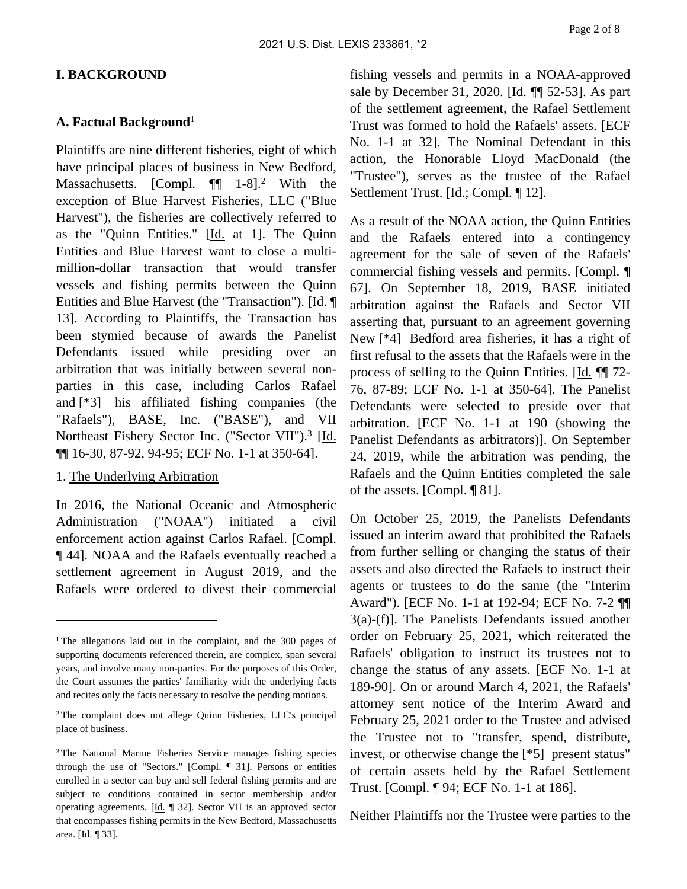## I. BACKGROUND

### A. Factual Background[1]

Plaintiffs are nine different fisheries, eight of which have principal places of business in New Bedford, Massachusetts. [Compl. ¶¶ 1-8].[2] With the exception of Blue Harvest Fisheries, LLC ("Blue Harvest"), the fisheries are collectively referred to as the "Quinn Entities." [Id. at 1]. The Quinn Entities and Blue Harvest want to close a multi-million-dollar transaction that would transfer vessels and fishing permits between the Quinn Entities and Blue Harvest (the "Transaction"). [Id. ¶ 13]. According to Plaintiffs, the Transaction has been stymied because of awards the Panelist Defendants issued while presiding over an arbitration that was initially between several non-parties in this case, including Carlos Rafael and [*3] his affiliated fishing companies (the "Rafaels"), BASE, Inc. ("BASE"), and VII Northeast Fishery Sector Inc. ("Sector VII").[3] [Id. ¶¶ 16-30, 87-92, 94-95; ECF No. 1-1 at 350-64].

1. The Underlying Arbitration

In 2016, the National Oceanic and Atmospheric Administration ("NOAA") initiated a civil enforcement action against Carlos Rafael. [Compl. ¶ 44]. NOAA and the Rafaels eventually reached a settlement agreement in August 2019, and the Rafaels were ordered to divest their commercial fishing vessels and permits in a NOAA-approved sale by December 31, 2020. [Id. ¶¶ 52-53]. As part of the settlement agreement, the Rafael Settlement Trust was formed to hold the Rafaels' assets. [ECF No. 1-1 at 32]. The Nominal Defendant in this action, the Honorable Lloyd MacDonald (the "Trustee"), serves as the trustee of the Rafael Settlement Trust. [Id.; Compl. ¶ 12].

As a result of the NOAA action, the Quinn Entities and the Rafaels entered into a contingency agreement for the sale of seven of the Rafaels' commercial fishing vessels and permits. [Compl. ¶ 67]. On September 18, 2019, BASE initiated arbitration against the Rafaels and Sector VII asserting that, pursuant to an agreement governing New [*4] Bedford area fisheries, it has a right of first refusal to the assets that the Rafaels were in the process of selling to the Quinn Entities. [Id. ¶¶ 72-76, 87-89; ECF No. 1-1 at 350-64]. The Panelist Defendants were selected to preside over that arbitration. [ECF No. 1-1 at 190 (showing the Panelist Defendants as arbitrators)]. On September 24, 2019, while the arbitration was pending, the Rafaels and the Quinn Entities completed the sale of the assets. [Compl. ¶ 81].

On October 25, 2019, the Panelists Defendants issued an interim award that prohibited the Rafaels from further selling or changing the status of their assets and also directed the Rafaels to instruct their agents or trustees to do the same (the "Interim Award"). [ECF No. 1-1 at 192-94; ECF No. 7-2 ¶¶ 3(a)-(f)]. The Panelists Defendants issued another order on February 25, 2021, which reiterated the Rafaels' obligation to instruct its trustees not to change the status of any assets. [ECF No. 1-1 at 189-90]. On or around March 4, 2021, the Rafaels' attorney sent notice of the Interim Award and February 25, 2021 order to the Trustee and advised the Trustee not to "transfer, spend, distribute, invest, or otherwise change the [*5] present status" of certain assets held by the Rafael Settlement Trust. [Compl. ¶ 94; ECF No. 1-1 at 186].

Neither Plaintiffs nor the Trustee were parties to the

---

[1] The allegations laid out in the complaint, and the 300 pages of supporting documents referenced therein, are complex, span several years, and involve many non-parties. For the purposes of this Order, the Court assumes the parties' familiarity with the underlying facts and recites only the facts necessary to resolve the pending motions.

[2] The complaint does not allege Quinn Fisheries, LLC's principal place of business.

[3] The National Marine Fisheries Service manages fishing species through the use of "Sectors." [Compl. ¶ 31]. Persons or entities enrolled in a sector can buy and sell federal fishing permits and are subject to conditions contained in sector membership and/or operating agreements. [Id. ¶ 32]. Sector VII is an approved sector that encompasses fishing permits in the New Bedford, Massachusetts area. [Id. ¶ 33].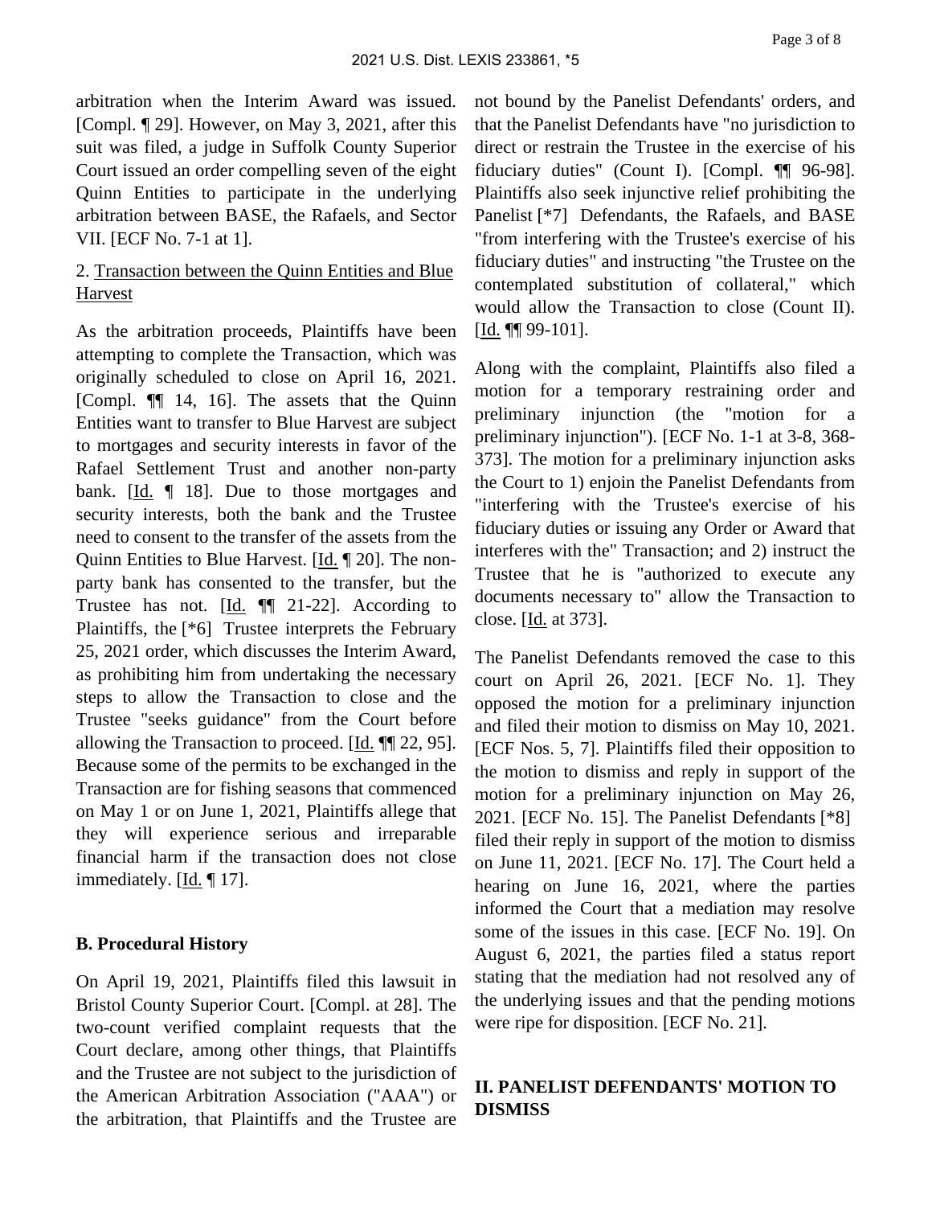arbitration when the Interim Award was issued. [Compl. ¶ 29]. However, on May 3, 2021, after this suit was filed, a judge in Suffolk County Superior Court issued an order compelling seven of the eight Quinn Entities to participate in the underlying arbitration between BASE, the Rafaels, and Sector VII. [ECF No. 7-1 at 1].

2. Transaction between the Quinn Entities and Blue Harvest

As the arbitration proceeds, Plaintiffs have been attempting to complete the Transaction, which was originally scheduled to close on April 16, 2021. [Compl. ¶¶ 14, 16]. The assets that the Quinn Entities want to transfer to Blue Harvest are subject to mortgages and security interests in favor of the Rafael Settlement Trust and another non-party bank. [Id. ¶ 18]. Due to those mortgages and security interests, both the bank and the Trustee need to consent to the transfer of the assets from the Quinn Entities to Blue Harvest. [Id. ¶ 20]. The non-party bank has consented to the transfer, but the Trustee has not. [Id. ¶¶ 21-22]. According to Plaintiffs, the [*6] Trustee interprets the February 25, 2021 order, which discusses the Interim Award, as prohibiting him from undertaking the necessary steps to allow the Transaction to close and the Trustee "seeks guidance" from the Court before allowing the Transaction to proceed. [Id. ¶¶ 22, 95]. Because some of the permits to be exchanged in the Transaction are for fishing seasons that commenced on May 1 or on June 1, 2021, Plaintiffs allege that they will experience serious and irreparable financial harm if the transaction does not close immediately. [Id. ¶ 17].

**B. Procedural History**

On April 19, 2021, Plaintiffs filed this lawsuit in Bristol County Superior Court. [Compl. at 28]. The two-count verified complaint requests that the Court declare, among other things, that Plaintiffs and the Trustee are not subject to the jurisdiction of the American Arbitration Association ("AAA") or the arbitration, that Plaintiffs and the Trustee are not bound by the Panelist Defendants' orders, and that the Panelist Defendants have "no jurisdiction to direct or restrain the Trustee in the exercise of his fiduciary duties" (Count I). [Compl. ¶¶ 96-98]. Plaintiffs also seek injunctive relief prohibiting the Panelist [*7] Defendants, the Rafaels, and BASE "from interfering with the Trustee's exercise of his fiduciary duties" and instructing "the Trustee on the contemplated substitution of collateral," which would allow the Transaction to close (Count II). [Id. ¶¶ 99-101].

Along with the complaint, Plaintiffs also filed a motion for a temporary restraining order and preliminary injunction (the "motion for a preliminary injunction"). [ECF No. 1-1 at 3-8, 368-373]. The motion for a preliminary injunction asks the Court to 1) enjoin the Panelist Defendants from "interfering with the Trustee's exercise of his fiduciary duties or issuing any Order or Award that interferes with the" Transaction; and 2) instruct the Trustee that he is "authorized to execute any documents necessary to" allow the Transaction to close. [Id. at 373].

The Panelist Defendants removed the case to this court on April 26, 2021. [ECF No. 1]. They opposed the motion for a preliminary injunction and filed their motion to dismiss on May 10, 2021. [ECF Nos. 5, 7]. Plaintiffs filed their opposition to the motion to dismiss and reply in support of the motion for a preliminary injunction on May 26, 2021. [ECF No. 15]. The Panelist Defendants [*8] filed their reply in support of the motion to dismiss on June 11, 2021. [ECF No. 17]. The Court held a hearing on June 16, 2021, where the parties informed the Court that a mediation may resolve some of the issues in this case. [ECF No. 19]. On August 6, 2021, the parties filed a status report stating that the mediation had not resolved any of the underlying issues and that the pending motions were ripe for disposition. [ECF No. 21].

## II. PANELIST DEFENDANTS' MOTION TO DISMISS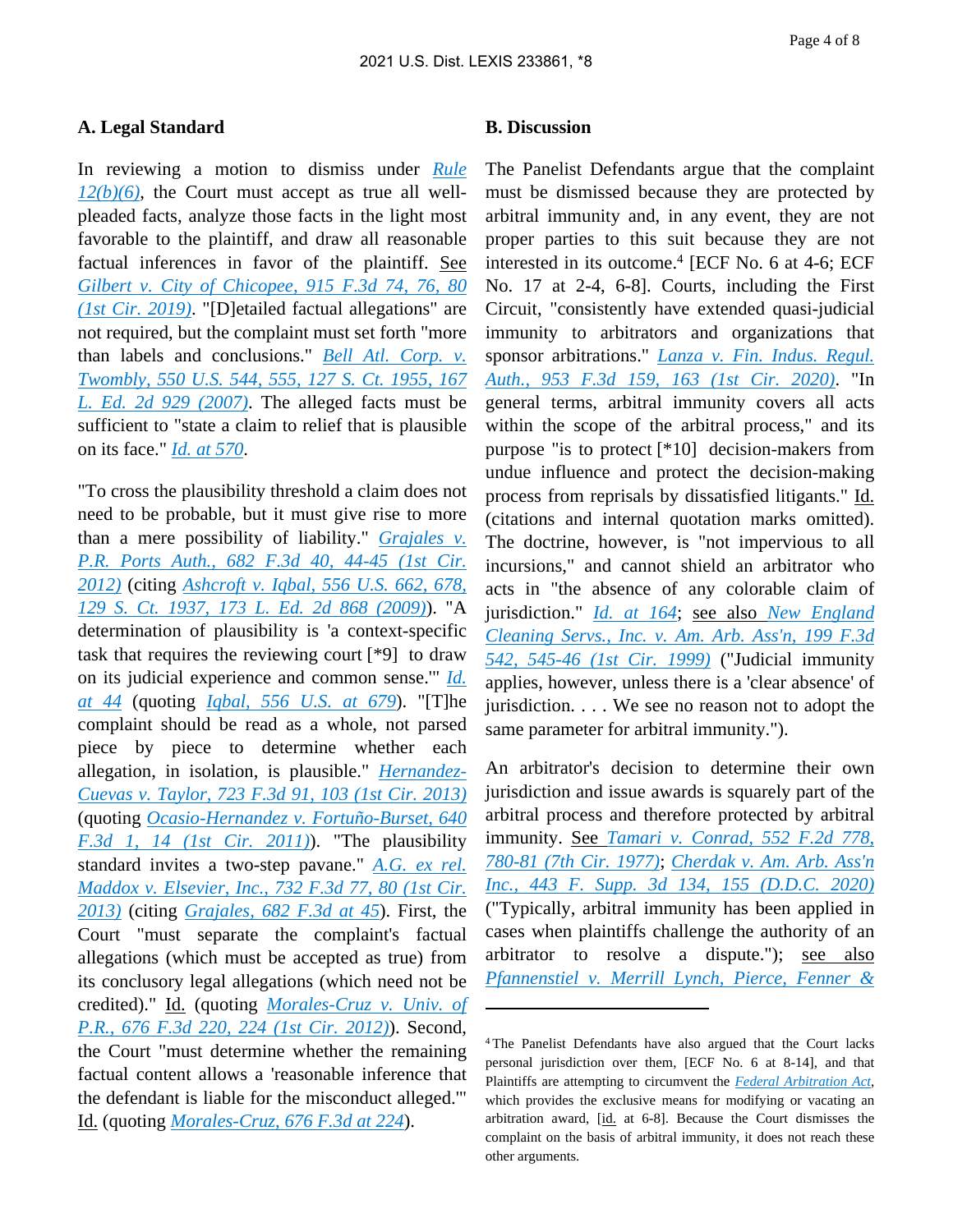### A. Legal Standard

In reviewing a motion to dismiss under Rule 12(b)(6), the Court must accept as true all well-pleaded facts, analyze those facts in the light most favorable to the plaintiff, and draw all reasonable factual inferences in favor of the plaintiff. See *Gilbert v. City of Chicopee, 915 F.3d 74, 76, 80 (1st Cir. 2019)*. "[D]etailed factual allegations" are not required, but the complaint must set forth "more than labels and conclusions." *Bell Atl. Corp. v. Twombly, 550 U.S. 544, 555, 127 S. Ct. 1955, 167 L. Ed. 2d 929 (2007)*. The alleged facts must be sufficient to "state a claim to relief that is plausible on its face." *Id. at 570*.

"To cross the plausibility threshold a claim does not need to be probable, but it must give rise to more than a mere possibility of liability." *Grajales v. P.R. Ports Auth., 682 F.3d 40, 44-45 (1st Cir. 2012)* (citing *Ashcroft v. Iqbal, 556 U.S. 662, 678, 129 S. Ct. 1937, 173 L. Ed. 2d 868 (2009)*). "A determination of plausibility is 'a context-specific task that requires the reviewing court [*9] to draw on its judicial experience and common sense.'" *Id. at 44* (quoting *Iqbal, 556 U.S. at 679*). "[T]he complaint should be read as a whole, not parsed piece by piece to determine whether each allegation, in isolation, is plausible." *Hernandez-Cuevas v. Taylor, 723 F.3d 91, 103 (1st Cir. 2013)* (quoting *Ocasio-Hernandez v. Fortuño-Burset, 640 F.3d 1, 14 (1st Cir. 2011)*). "The plausibility standard invites a two-step pavane." *A.G. ex rel. Maddox v. Elsevier, Inc., 732 F.3d 77, 80 (1st Cir. 2013)* (citing *Grajales, 682 F.3d at 45*). First, the Court "must separate the complaint's factual allegations (which must be accepted as true) from its conclusory legal allegations (which need not be credited)." Id. (quoting *Morales-Cruz v. Univ. of P.R., 676 F.3d 220, 224 (1st Cir. 2012)*). Second, the Court "must determine whether the remaining factual content allows a 'reasonable inference that the defendant is liable for the misconduct alleged.'" Id. (quoting *Morales-Cruz, 676 F.3d at 224*).

### B. Discussion

The Panelist Defendants argue that the complaint must be dismissed because they are protected by arbitral immunity and, in any event, they are not proper parties to this suit because they are not interested in its outcome.[4] [ECF No. 6 at 4-6; ECF No. 17 at 2-4, 6-8]. Courts, including the First Circuit, "consistently have extended quasi-judicial immunity to arbitrators and organizations that sponsor arbitrations." *Lanza v. Fin. Indus. Regul. Auth., 953 F.3d 159, 163 (1st Cir. 2020)*. "In general terms, arbitral immunity covers all acts within the scope of the arbitral process," and its purpose "is to protect [*10] decision-makers from undue influence and protect the decision-making process from reprisals by dissatisfied litigants." Id. (citations and internal quotation marks omitted). The doctrine, however, is "not impervious to all incursions," and cannot shield an arbitrator who acts in "the absence of any colorable claim of jurisdiction." *Id. at 164*; see also *New England Cleaning Servs., Inc. v. Am. Arb. Ass'n, 199 F.3d 542, 545-46 (1st Cir. 1999)* ("Judicial immunity applies, however, unless there is a 'clear absence' of jurisdiction. . . . We see no reason not to adopt the same parameter for arbitral immunity.").

An arbitrator's decision to determine their own jurisdiction and issue awards is squarely part of the arbitral process and therefore protected by arbitral immunity. See *Tamari v. Conrad, 552 F.2d 778, 780-81 (7th Cir. 1977)*; *Cherdak v. Am. Arb. Ass'n Inc., 443 F. Supp. 3d 134, 155 (D.D.C. 2020)* ("Typically, arbitral immunity has been applied in cases when plaintiffs challenge the authority of an arbitrator to resolve a dispute."); see also *Pfannenstiel v. Merrill Lynch, Pierce, Fenner &*

---

[4] The Panelist Defendants have also argued that the Court lacks personal jurisdiction over them, [ECF No. 6 at 8-14], and that Plaintiffs are attempting to circumvent the Federal Arbitration Act, which provides the exclusive means for modifying or vacating an arbitration award, [id. at 6-8]. Because the Court dismisses the complaint on the basis of arbitral immunity, it does not reach these other arguments.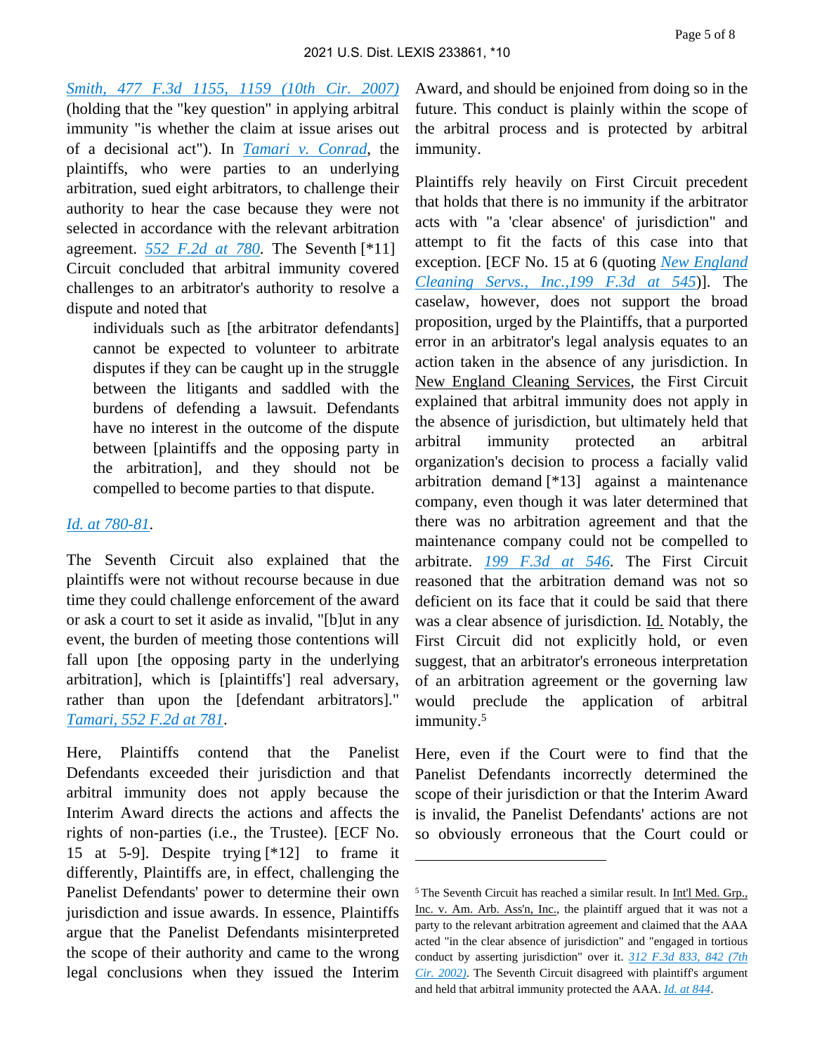Smith, 477 F.3d 1155, 1159 (10th Cir. 2007) (holding that the "key question" in applying arbitral immunity "is whether the claim at issue arises out of a decisional act"). In *Tamari v. Conrad*, the plaintiffs, who were parties to an underlying arbitration, sued eight arbitrators, to challenge their authority to hear the case because they were not selected in accordance with the relevant arbitration agreement. *552 F.2d at 780*. The Seventh [*11] Circuit concluded that arbitral immunity covered challenges to an arbitrator's authority to resolve a dispute and noted that

> individuals such as [the arbitrator defendants] cannot be expected to volunteer to arbitrate disputes if they can be caught up in the struggle between the litigants and saddled with the burdens of defending a lawsuit. Defendants have no interest in the outcome of the dispute between [plaintiffs and the opposing party in the arbitration], and they should not be compelled to become parties to that dispute.

*Id. at 780-81*.

The Seventh Circuit also explained that the plaintiffs were not without recourse because in due time they could challenge enforcement of the award or ask a court to set it aside as invalid, "[b]ut in any event, the burden of meeting those contentions will fall upon [the opposing party in the underlying arbitration], which is [plaintiffs'] real adversary, rather than upon the [defendant arbitrators]." *Tamari, 552 F.2d at 781*.

Here, Plaintiffs contend that the Panelist Defendants exceeded their jurisdiction and that arbitral immunity does not apply because the Interim Award directs the actions and affects the rights of non-parties (i.e., the Trustee). [ECF No. 15 at 5-9]. Despite trying [*12] to frame it differently, Plaintiffs are, in effect, challenging the Panelist Defendants' power to determine their own jurisdiction and issue awards. In essence, Plaintiffs argue that the Panelist Defendants misinterpreted the scope of their authority and came to the wrong legal conclusions when they issued the Interim Award, and should be enjoined from doing so in the future. This conduct is plainly within the scope of the arbitral process and is protected by arbitral immunity.

Plaintiffs rely heavily on First Circuit precedent that holds that there is no immunity if the arbitrator acts with "a 'clear absence' of jurisdiction" and attempt to fit the facts of this case into that exception. [ECF No. 15 at 6 (quoting *New England Cleaning Servs., Inc.,199 F.3d at 545*)]. The caselaw, however, does not support the broad proposition, urged by the Plaintiffs, that a purported error in an arbitrator's legal analysis equates to an action taken in the absence of any jurisdiction. In New England Cleaning Services, the First Circuit explained that arbitral immunity does not apply in the absence of jurisdiction, but ultimately held that arbitral immunity protected an arbitral organization's decision to process a facially valid arbitration demand [*13] against a maintenance company, even though it was later determined that there was no arbitration agreement and that the maintenance company could not be compelled to arbitrate. *199 F.3d at 546*. The First Circuit reasoned that the arbitration demand was not so deficient on its face that it could be said that there was a clear absence of jurisdiction. Id. Notably, the First Circuit did not explicitly hold, or even suggest, that an arbitrator's erroneous interpretation of an arbitration agreement or the governing law would preclude the application of arbitral immunity.[5]

Here, even if the Court were to find that the Panelist Defendants incorrectly determined the scope of their jurisdiction or that the Interim Award is invalid, the Panelist Defendants' actions are not so obviously erroneous that the Court could or

---

[5] The Seventh Circuit has reached a similar result. In Int'l Med. Grp., Inc. v. Am. Arb. Ass'n, Inc., the plaintiff argued that it was not a party to the relevant arbitration agreement and claimed that the AAA acted "in the clear absence of jurisdiction" and "engaged in tortious conduct by asserting jurisdiction" over it. *312 F.3d 833, 842 (7th Cir. 2002)*. The Seventh Circuit disagreed with plaintiff's argument and held that arbitral immunity protected the AAA. *Id. at 844*.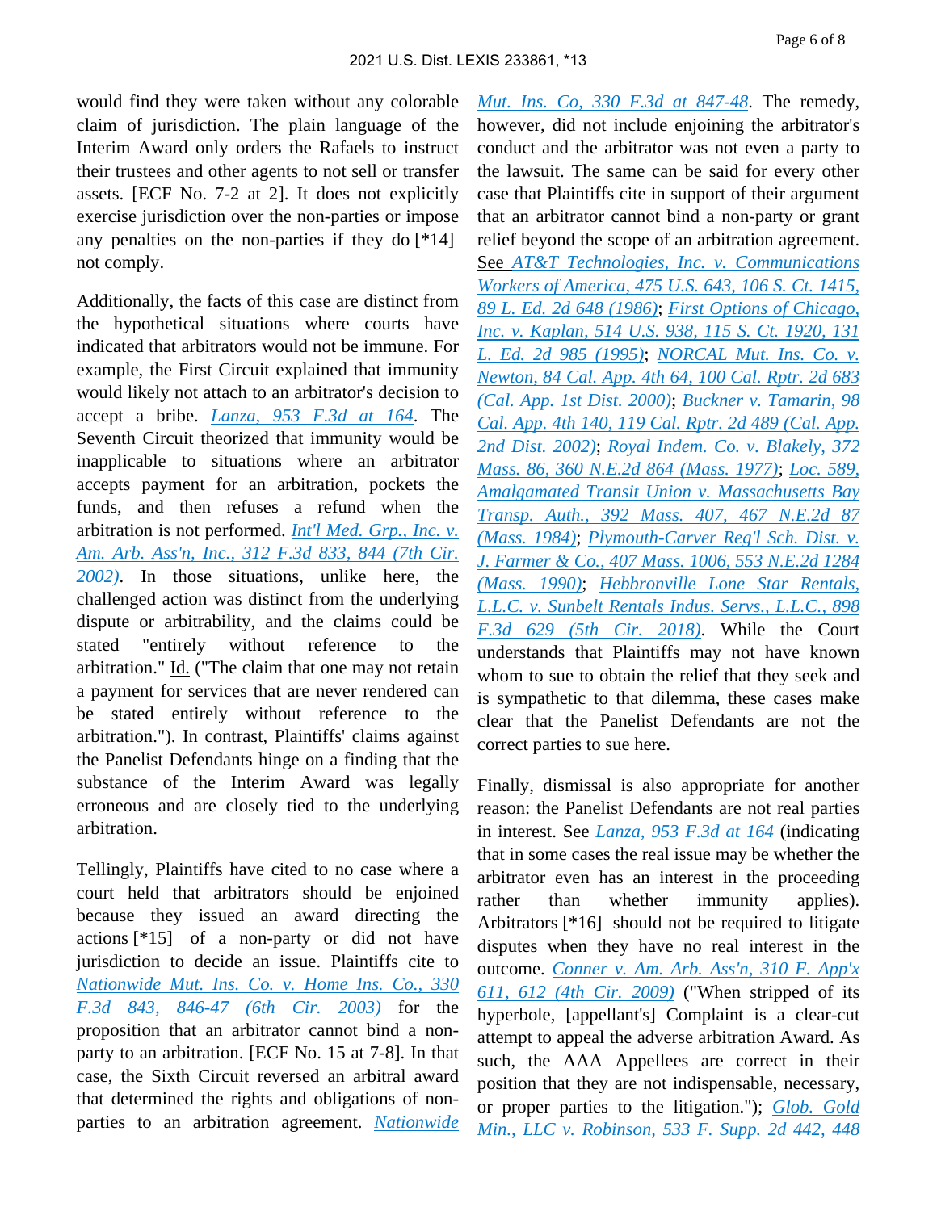would find they were taken without any colorable claim of jurisdiction. The plain language of the Interim Award only orders the Rafaels to instruct their trustees and other agents to not sell or transfer assets. [ECF No. 7-2 at 2]. It does not explicitly exercise jurisdiction over the non-parties or impose any penalties on the non-parties if they do [*14] not comply.

Additionally, the facts of this case are distinct from the hypothetical situations where courts have indicated that arbitrators would not be immune. For example, the First Circuit explained that immunity would likely not attach to an arbitrator's decision to accept a bribe. *Lanza, 953 F.3d at 164*. The Seventh Circuit theorized that immunity would be inapplicable to situations where an arbitrator accepts payment for an arbitration, pockets the funds, and then refuses a refund when the arbitration is not performed. *Int'l Med. Grp., Inc. v. Am. Arb. Ass'n, Inc., 312 F.3d 833, 844 (7th Cir. 2002)*. In those situations, unlike here, the challenged action was distinct from the underlying dispute or arbitrability, and the claims could be stated "entirely without reference to the arbitration." Id. ("The claim that one may not retain a payment for services that are never rendered can be stated entirely without reference to the arbitration."). In contrast, Plaintiffs' claims against the Panelist Defendants hinge on a finding that the substance of the Interim Award was legally erroneous and are closely tied to the underlying arbitration.

Tellingly, Plaintiffs have cited to no case where a court held that arbitrators should be enjoined because they issued an award directing the actions [*15] of a non-party or did not have jurisdiction to decide an issue. Plaintiffs cite to *Nationwide Mut. Ins. Co. v. Home Ins. Co., 330 F.3d 843, 846-47 (6th Cir. 2003)* for the proposition that an arbitrator cannot bind a non-party to an arbitration. [ECF No. 15 at 7-8]. In that case, the Sixth Circuit reversed an arbitral award that determined the rights and obligations of non-parties to an arbitration agreement. *Nationwide Mut. Ins. Co, 330 F.3d at 847-48*. The remedy, however, did not include enjoining the arbitrator's conduct and the arbitrator was not even a party to the lawsuit. The same can be said for every other case that Plaintiffs cite in support of their argument that an arbitrator cannot bind a non-party or grant relief beyond the scope of an arbitration agreement. See *AT&T Technologies, Inc. v. Communications Workers of America, 475 U.S. 643, 106 S. Ct. 1415, 89 L. Ed. 2d 648 (1986)*; *First Options of Chicago, Inc. v. Kaplan, 514 U.S. 938, 115 S. Ct. 1920, 131 L. Ed. 2d 985 (1995)*; *NORCAL Mut. Ins. Co. v. Newton, 84 Cal. App. 4th 64, 100 Cal. Rptr. 2d 683 (Cal. App. 1st Dist. 2000)*; *Buckner v. Tamarin, 98 Cal. App. 4th 140, 119 Cal. Rptr. 2d 489 (Cal. App. 2nd Dist. 2002)*; *Royal Indem. Co. v. Blakely, 372 Mass. 86, 360 N.E.2d 864 (Mass. 1977)*; *Loc. 589, Amalgamated Transit Union v. Massachusetts Bay Transp. Auth., 392 Mass. 407, 467 N.E.2d 87 (Mass. 1984)*; *Plymouth-Carver Reg'l Sch. Dist. v. J. Farmer & Co., 407 Mass. 1006, 553 N.E.2d 1284 (Mass. 1990)*; *Hebbronville Lone Star Rentals, L.L.C. v. Sunbelt Rentals Indus. Servs., L.L.C., 898 F.3d 629 (5th Cir. 2018)*. While the Court understands that Plaintiffs may not have known whom to sue to obtain the relief that they seek and is sympathetic to that dilemma, these cases make clear that the Panelist Defendants are not the correct parties to sue here.

Finally, dismissal is also appropriate for another reason: the Panelist Defendants are not real parties in interest. See *Lanza, 953 F.3d at 164* (indicating that in some cases the real issue may be whether the arbitrator even has an interest in the proceeding rather than whether immunity applies). Arbitrators [*16] should not be required to litigate disputes when they have no real interest in the outcome. *Conner v. Am. Arb. Ass'n, 310 F. App'x 611, 612 (4th Cir. 2009)* ("When stripped of its hyperbole, [appellant's] Complaint is a clear-cut attempt to appeal the adverse arbitration Award. As such, the AAA Appellees are correct in their position that they are not indispensable, necessary, or proper parties to the litigation."); *Glob. Gold Min., LLC v. Robinson, 533 F. Supp. 2d 442, 448*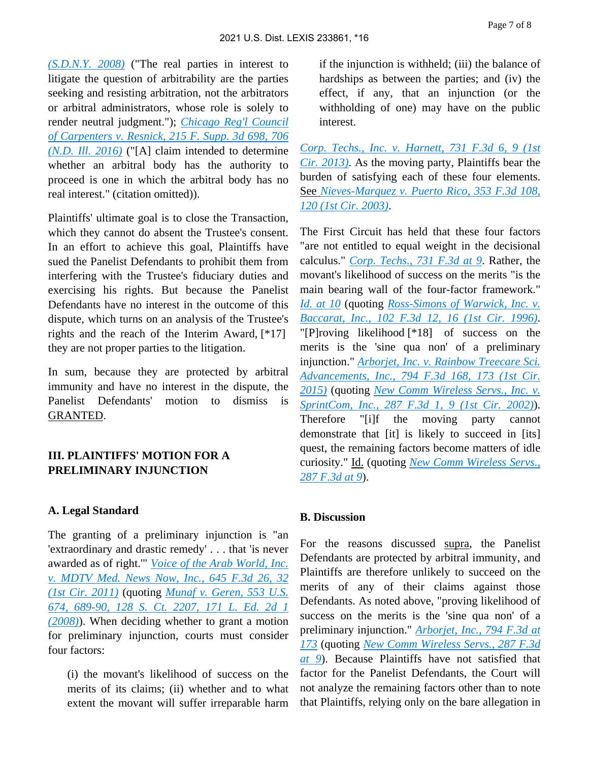*(S.D.N.Y. 2008)* ("The real parties in interest to litigate the question of arbitrability are the parties seeking and resisting arbitration, not the arbitrators or arbitral administrators, whose role is solely to render neutral judgment."); *Chicago Reg'l Council of Carpenters v. Resnick, 215 F. Supp. 3d 698, 706 (N.D. Ill. 2016)* ("[A] claim intended to determine whether an arbitral body has the authority to proceed is one in which the arbitral body has no real interest." (citation omitted)).

Plaintiffs' ultimate goal is to close the Transaction, which they cannot do absent the Trustee's consent. In an effort to achieve this goal, Plaintiffs have sued the Panelist Defendants to prohibit them from interfering with the Trustee's fiduciary duties and exercising his rights. But because the Panelist Defendants have no interest in the outcome of this dispute, which turns on an analysis of the Trustee's rights and the reach of the Interim Award, [*17] they are not proper parties to the litigation.

In sum, because they are protected by arbitral immunity and have no interest in the dispute, the Panelist Defendants' motion to dismiss is GRANTED.

### III. PLAINTIFFS' MOTION FOR A PRELIMINARY INJUNCTION

#### A. Legal Standard

The granting of a preliminary injunction is "an 'extraordinary and drastic remedy' . . . that 'is never awarded as of right.'" *Voice of the Arab World, Inc. v. MDTV Med. News Now, Inc., 645 F.3d 26, 32 (1st Cir. 2011)* (quoting *Munaf v. Geren, 553 U.S. 674, 689-90, 128 S. Ct. 2207, 171 L. Ed. 2d 1 (2008)*). When deciding whether to grant a motion for preliminary injunction, courts must consider four factors:

> (i) the movant's likelihood of success on the merits of its claims; (ii) whether and to what extent the movant will suffer irreparable harm if the injunction is withheld; (iii) the balance of hardships as between the parties; and (iv) the effect, if any, that an injunction (or the withholding of one) may have on the public interest.

*Corp. Techs., Inc. v. Harnett, 731 F.3d 6, 9 (1st Cir. 2013)*. As the moving party, Plaintiffs bear the burden of satisfying each of these four elements. See *Nieves-Marquez v. Puerto Rico, 353 F.3d 108, 120 (1st Cir. 2003)*.

The First Circuit has held that these four factors "are not entitled to equal weight in the decisional calculus." *Corp. Techs., 731 F.3d at 9*. Rather, the movant's likelihood of success on the merits "is the main bearing wall of the four-factor framework." *Id. at 10* (quoting *Ross-Simons of Warwick, Inc. v. Baccarat, Inc., 102 F.3d 12, 16 (1st Cir. 1996)*. "[P]roving likelihood [*18] of success on the merits is the 'sine qua non' of a preliminary injunction." *Arborjet, Inc. v. Rainbow Treecare Sci. Advancements, Inc., 794 F.3d 168, 173 (1st Cir. 2015)* (quoting *New Comm Wireless Servs., Inc. v. SprintCom, Inc., 287 F.3d 1, 9 (1st Cir. 2002)*). Therefore "[i]f the moving party cannot demonstrate that [it] is likely to succeed in [its] quest, the remaining factors become matters of idle curiosity." Id. (quoting *New Comm Wireless Servs., 287 F.3d at 9*).

#### B. Discussion

For the reasons discussed supra, the Panelist Defendants are protected by arbitral immunity, and Plaintiffs are therefore unlikely to succeed on the merits of any of their claims against those Defendants. As noted above, "proving likelihood of success on the merits is the 'sine qua non' of a preliminary injunction." *Arborjet, Inc., 794 F.3d at 173* (quoting *New Comm Wireless Servs., 287 F.3d at 9*). Because Plaintiffs have not satisfied that factor for the Panelist Defendants, the Court will not analyze the remaining factors other than to note that Plaintiffs, relying only on the bare allegation in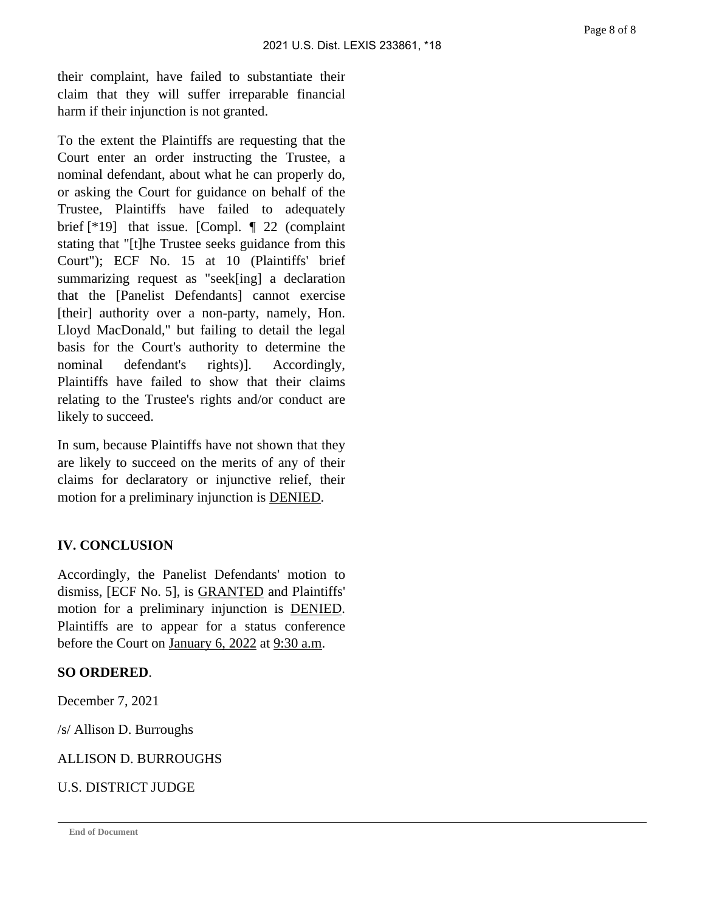their complaint, have failed to substantiate their claim that they will suffer irreparable financial harm if their injunction is not granted.

To the extent the Plaintiffs are requesting that the Court enter an order instructing the Trustee, a nominal defendant, about what he can properly do, or asking the Court for guidance on behalf of the Trustee, Plaintiffs have failed to adequately brief [*19] that issue. [Compl. ¶ 22 (complaint stating that "[t]he Trustee seeks guidance from this Court"); ECF No. 15 at 10 (Plaintiffs' brief summarizing request as "seek[ing] a declaration that the [Panelist Defendants] cannot exercise [their] authority over a non-party, namely, Hon. Lloyd MacDonald," but failing to detail the legal basis for the Court's authority to determine the nominal defendant's rights)]. Accordingly, Plaintiffs have failed to show that their claims relating to the Trustee's rights and/or conduct are likely to succeed.

In sum, because Plaintiffs have not shown that they are likely to succeed on the merits of any of their claims for declaratory or injunctive relief, their motion for a preliminary injunction is DENIED.

## IV. CONCLUSION

Accordingly, the Panelist Defendants' motion to dismiss, [ECF No. 5], is GRANTED and Plaintiffs' motion for a preliminary injunction is DENIED. Plaintiffs are to appear for a status conference before the Court on January 6, 2022 at 9:30 a.m.

**SO ORDERED**.

December 7, 2021

/s/ Allison D. Burroughs

ALLISON D. BURROUGHS

U.S. DISTRICT JUDGE

End of Document